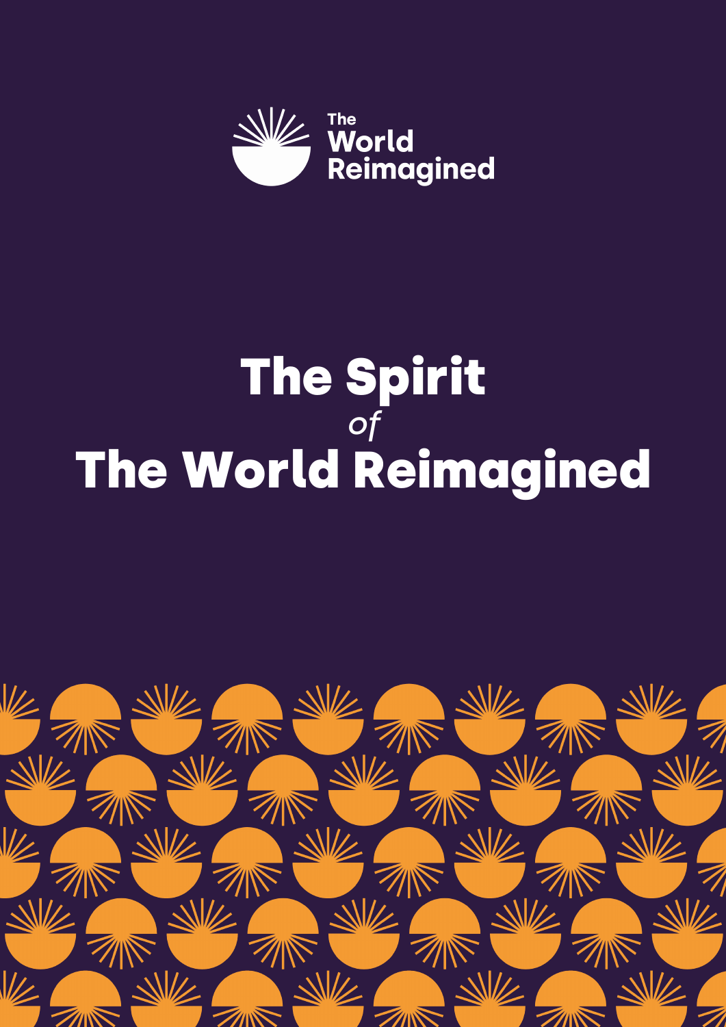The World Reimagined

# The Spirit *of* The World Reimagined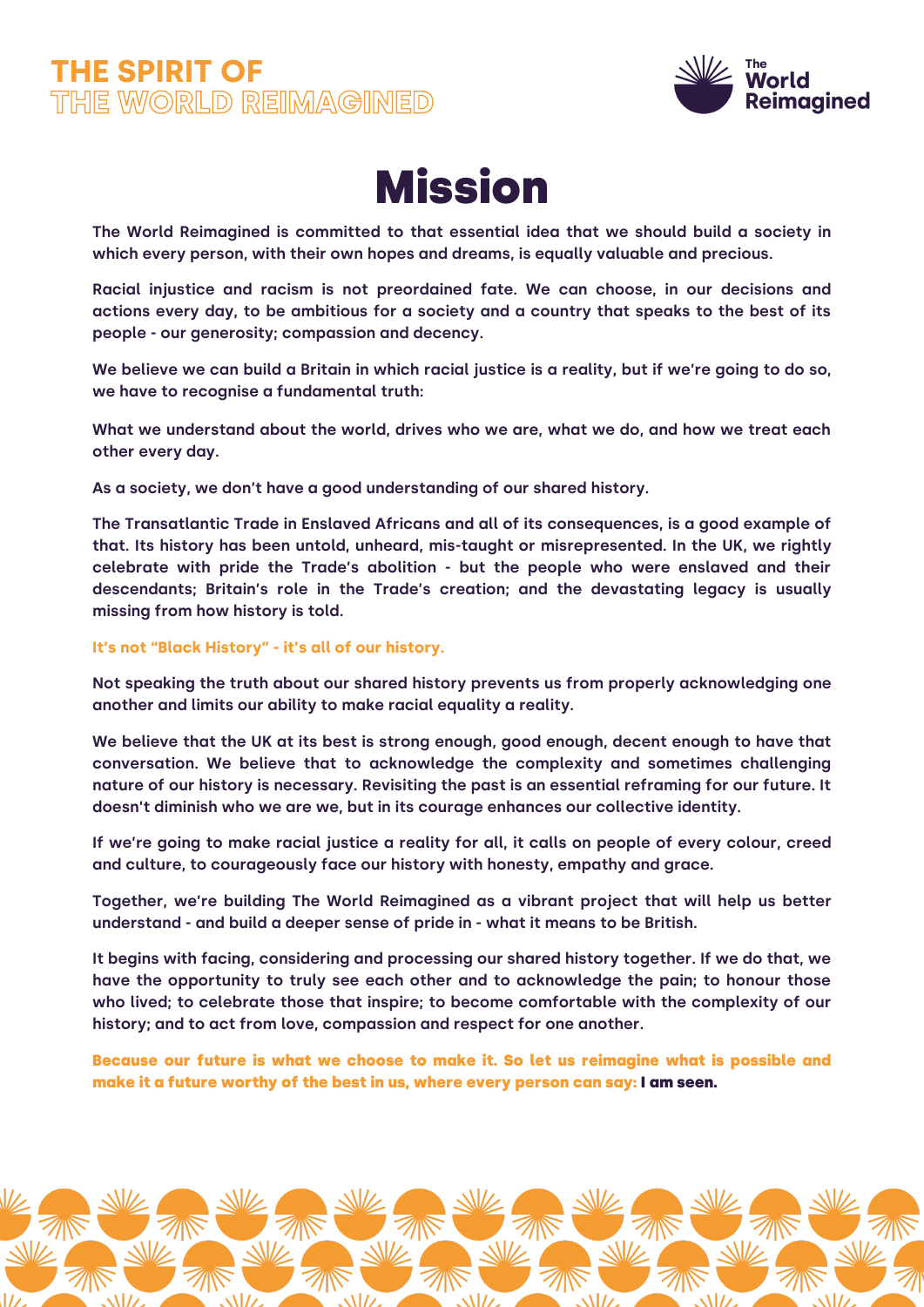# Mission

The World Reimagined is committed to that essential idea that we should build a society in which every person, with their own hopes and dreams, is equally valuable and precious.

Racial injustice and racism is not preordained fate. We can choose, in our decisions and actions every day, to be ambitious for a society and a country that speaks to the best of its people - our generosity; compassion and decency.

We believe we can build a Britain in which racial justice is a reality, but if we're going to do so, we have to recognise a fundamental truth:

What we understand about the world, drives who we are, what we do, and how we treat each other every day.

As a society, we don't have a good understanding of our shared history.

The Transatlantic Trade in Enslaved Africans and all of its consequences, is a good example of that. Its history has been untold, unheard, mis-taught or misrepresented. In the UK, we rightly celebrate with pride the Trade's abolition - but the people who were enslaved and their descendants; Britain's role in the Trade's creation; and the devastating legacy is usually missing from how history is told.

**It's not "Black History" - it's all of our history.**

Not speaking the truth about our shared history prevents us from properly acknowledging one another and limits our ability to make racial equality a reality.

We believe that the UK at its best is strong enough, good enough, decent enough to have that conversation. We believe that to acknowledge the complexity and sometimes challenging nature of our history is necessary. Revisiting the past is an essential reframing for our future. It doesn't diminish who we are we, but in its courage enhances our collective identity.

If we're going to make racial justice a reality for all, it calls on people of every colour, creed and culture, to courageously face our history with honesty, empathy and grace.

Together, we're building The World Reimagined as a vibrant project that will help us better understand - and build a deeper sense of pride in - what it means to be British.

It begins with facing, considering and processing our shared history together. If we do that, we have the opportunity to truly see each other and to acknowledge the pain; to honour those who lived; to celebrate those that inspire; to become comfortable with the complexity of our history; and to act from love, compassion and respect for one another.

**Because our future is what we choose to make it. So let us reimagine what is possible and make it a future worthy of the best in us, where every person can say: I am seen.**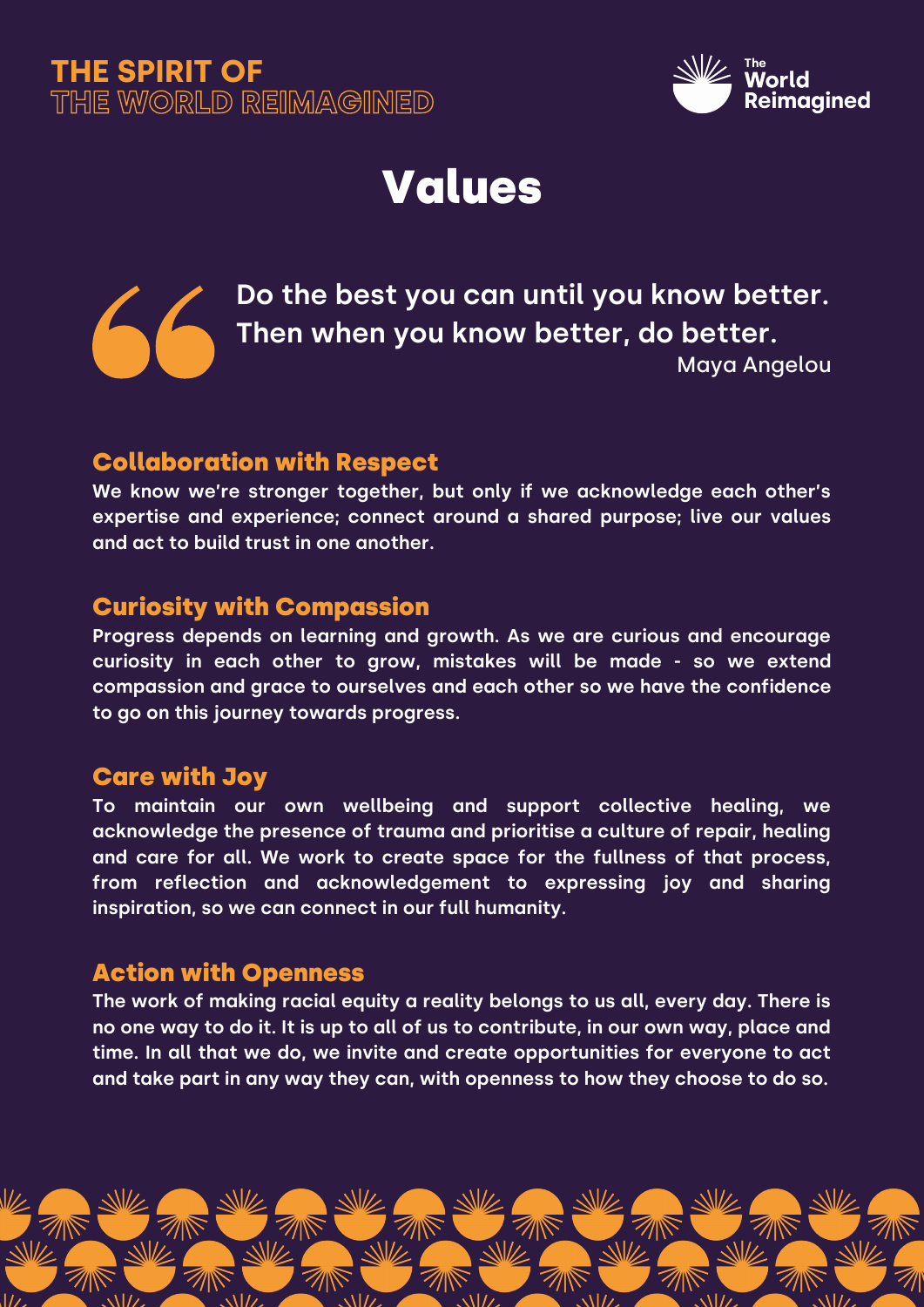THE SPIRIT OF
THE WORLD REIMAGINED

The World Reimagined

# Values

> Do the best you can until you know better.
> Then when you know better, do better.
>
> Maya Angelou

## Collaboration with Respect

**We know we're stronger together, but only if we acknowledge each other's expertise and experience; connect around a shared purpose; live our values and act to build trust in one another.**

## Curiosity with Compassion

**Progress depends on learning and growth. As we are curious and encourage curiosity in each other to grow, mistakes will be made - so we extend compassion and grace to ourselves and each other so we have the confidence to go on this journey towards progress.**

## Care with Joy

**To maintain our own wellbeing and support collective healing, we acknowledge the presence of trauma and prioritise a culture of repair, healing and care for all. We work to create space for the fullness of that process, from reflection and acknowledgement to expressing joy and sharing inspiration, so we can connect in our full humanity.**

## Action with Openness

**The work of making racial equity a reality belongs to us all, every day. There is no one way to do it. It is up to all of us to contribute, in our own way, place and time. In all that we do, we invite and create opportunities for everyone to act and take part in any way they can, with openness to how they choose to do so.**